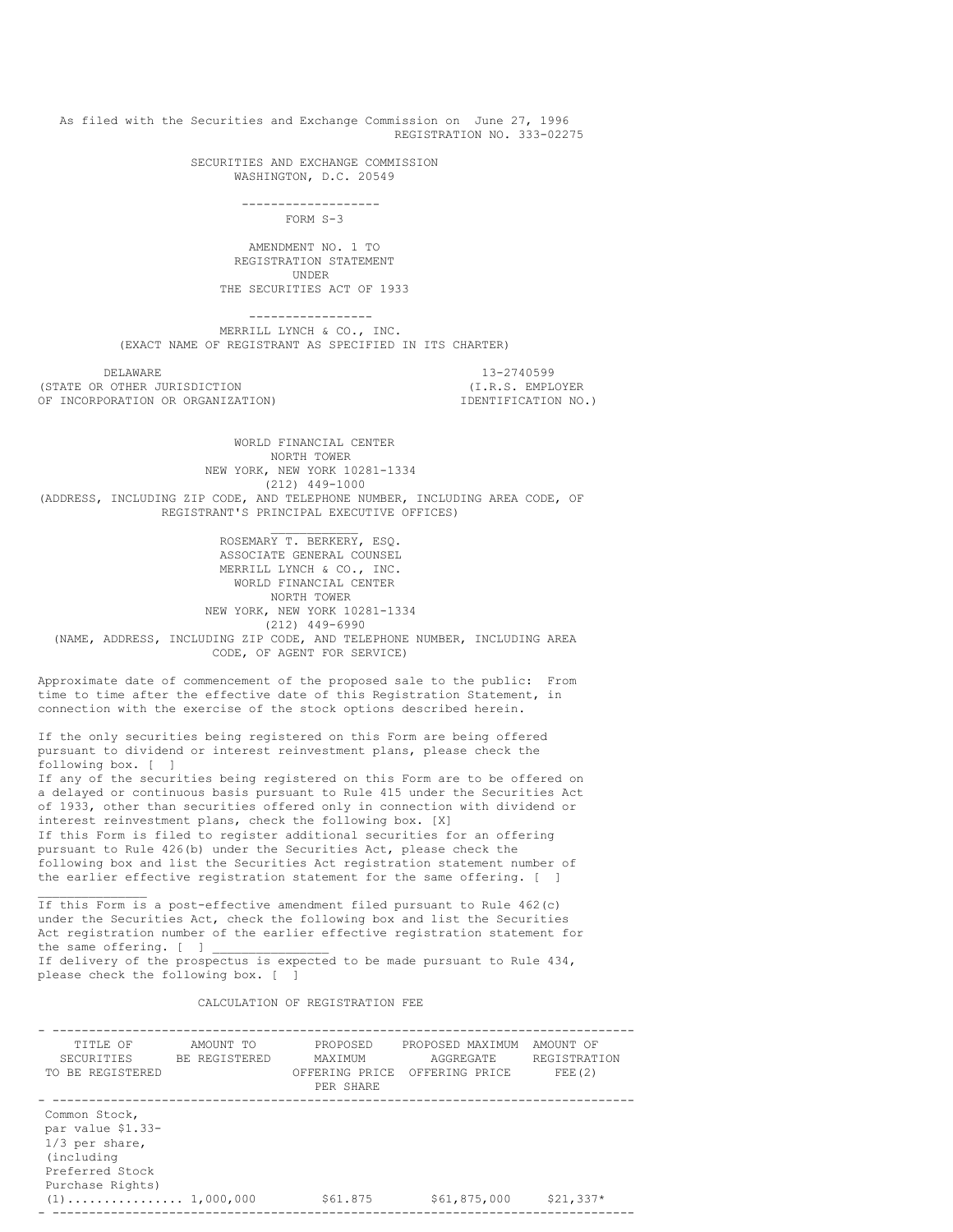As filed with the Securities and Exchange Commission on June 27, 1996
REGISTRATION NO. 333-02275

SECURITIES AND EXCHANGE COMMISSION
WASHINGTON, D.C. 20549

---

FORM S-3

AMENDMENT NO. 1 TO
REGISTRATION STATEMENT
UNDER
THE SECURITIES ACT OF 1933

---

MERRILL LYNCH & CO., INC.
(EXACT NAME OF REGISTRANT AS SPECIFIED IN ITS CHARTER)

| DELAWARE | 13-2740599 |
|---|---|
| (STATE OR OTHER JURISDICTION OF INCORPORATION OR ORGANIZATION) | (I.R.S. EMPLOYER IDENTIFICATION NO.) |

WORLD FINANCIAL CENTER
NORTH TOWER
NEW YORK, NEW YORK 10281-1334
(212) 449-1000
(ADDRESS, INCLUDING ZIP CODE, AND TELEPHONE NUMBER, INCLUDING AREA CODE, OF REGISTRANT'S PRINCIPAL EXECUTIVE OFFICES)

---

ROSEMARY T. BERKERY, ESQ.
ASSOCIATE GENERAL COUNSEL
MERRILL LYNCH & CO., INC.
WORLD FINANCIAL CENTER
NORTH TOWER
NEW YORK, NEW YORK 10281-1334
(212) 449-6990
(NAME, ADDRESS, INCLUDING ZIP CODE, AND TELEPHONE NUMBER, INCLUDING AREA CODE, OF AGENT FOR SERVICE)

Approximate date of commencement of the proposed sale to the public: From time to time after the effective date of this Registration Statement, in connection with the exercise of the stock options described herein.

If the only securities being registered on this Form are being offered pursuant to dividend or interest reinvestment plans, please check the following box. [ ]
If any of the securities being registered on this Form are to be offered on a delayed or continuous basis pursuant to Rule 415 under the Securities Act of 1933, other than securities offered only in connection with dividend or interest reinvestment plans, check the following box. [X]
If this Form is filed to register additional securities for an offering pursuant to Rule 426(b) under the Securities Act, please check the following box and list the Securities Act registration statement number of the earlier effective registration statement for the same offering. [ ] _______________
If this Form is a post-effective amendment filed pursuant to Rule 462(c) under the Securities Act, check the following box and list the Securities Act registration number of the earlier effective registration statement for the same offering. [ ] _______________
If delivery of the prospectus is expected to be made pursuant to Rule 434, please check the following box. [ ]

CALCULATION OF REGISTRATION FEE

| TITLE OF SECURITIES TO BE REGISTERED | AMOUNT TO BE REGISTERED | PROPOSED MAXIMUM OFFERING PRICE PER SHARE | PROPOSED MAXIMUM AGGREGATE OFFERING PRICE | AMOUNT OF REGISTRATION FEE(2) |
|---|---|---|---|---|
| Common Stock, par value $1.33-1/3 per share, (including Preferred Stock Purchase Rights) (1)................ | 1,000,000 | $61.875 | $61,875,000 | $21,337* |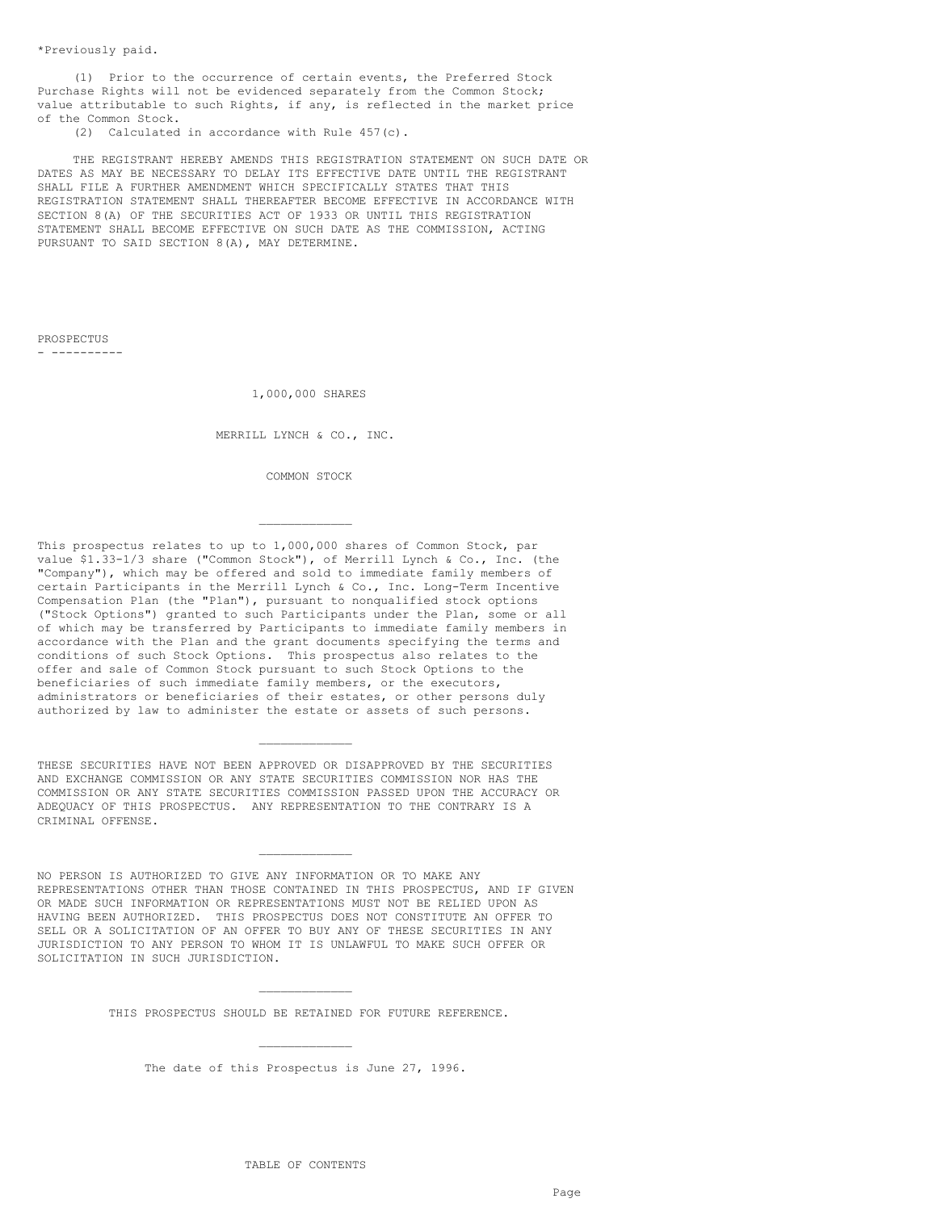*Previously paid.

(1) Prior to the occurrence of certain events, the Preferred Stock Purchase Rights will not be evidenced separately from the Common Stock; value attributable to such Rights, if any, is reflected in the market price of the Common Stock.

(2) Calculated in accordance with Rule 457(c).

THE REGISTRANT HEREBY AMENDS THIS REGISTRATION STATEMENT ON SUCH DATE OR DATES AS MAY BE NECESSARY TO DELAY ITS EFFECTIVE DATE UNTIL THE REGISTRANT SHALL FILE A FURTHER AMENDMENT WHICH SPECIFICALLY STATES THAT THIS REGISTRATION STATEMENT SHALL THEREAFTER BECOME EFFECTIVE IN ACCORDANCE WITH SECTION 8(A) OF THE SECURITIES ACT OF 1933 OR UNTIL THIS REGISTRATION STATEMENT SHALL BECOME EFFECTIVE ON SUCH DATE AS THE COMMISSION, ACTING PURSUANT TO SAID SECTION 8(A), MAY DETERMINE.

PROSPECTUS

1,000,000 SHARES

MERRILL LYNCH & CO., INC.

COMMON STOCK

---

This prospectus relates to up to 1,000,000 shares of Common Stock, par value $1.33-1/3 share ("Common Stock"), of Merrill Lynch & Co., Inc. (the "Company"), which may be offered and sold to immediate family members of certain Participants in the Merrill Lynch & Co., Inc. Long-Term Incentive Compensation Plan (the "Plan"), pursuant to nonqualified stock options ("Stock Options") granted to such Participants under the Plan, some or all of which may be transferred by Participants to immediate family members in accordance with the Plan and the grant documents specifying the terms and conditions of such Stock Options. This prospectus also relates to the offer and sale of Common Stock pursuant to such Stock Options to the beneficiaries of such immediate family members, or the executors, administrators or beneficiaries of their estates, or other persons duly authorized by law to administer the estate or assets of such persons.

---

THESE SECURITIES HAVE NOT BEEN APPROVED OR DISAPPROVED BY THE SECURITIES AND EXCHANGE COMMISSION OR ANY STATE SECURITIES COMMISSION NOR HAS THE COMMISSION OR ANY STATE SECURITIES COMMISSION PASSED UPON THE ACCURACY OR ADEQUACY OF THIS PROSPECTUS. ANY REPRESENTATION TO THE CONTRARY IS A CRIMINAL OFFENSE.

---

NO PERSON IS AUTHORIZED TO GIVE ANY INFORMATION OR TO MAKE ANY REPRESENTATIONS OTHER THAN THOSE CONTAINED IN THIS PROSPECTUS, AND IF GIVEN OR MADE SUCH INFORMATION OR REPRESENTATIONS MUST NOT BE RELIED UPON AS HAVING BEEN AUTHORIZED. THIS PROSPECTUS DOES NOT CONSTITUTE AN OFFER TO SELL OR A SOLICITATION OF AN OFFER TO BUY ANY OF THESE SECURITIES IN ANY JURISDICTION TO ANY PERSON TO WHOM IT IS UNLAWFUL TO MAKE SUCH OFFER OR SOLICITATION IN SUCH JURISDICTION.

---

THIS PROSPECTUS SHOULD BE RETAINED FOR FUTURE REFERENCE.

---

The date of this Prospectus is June 27, 1996.

TABLE OF CONTENTS

Page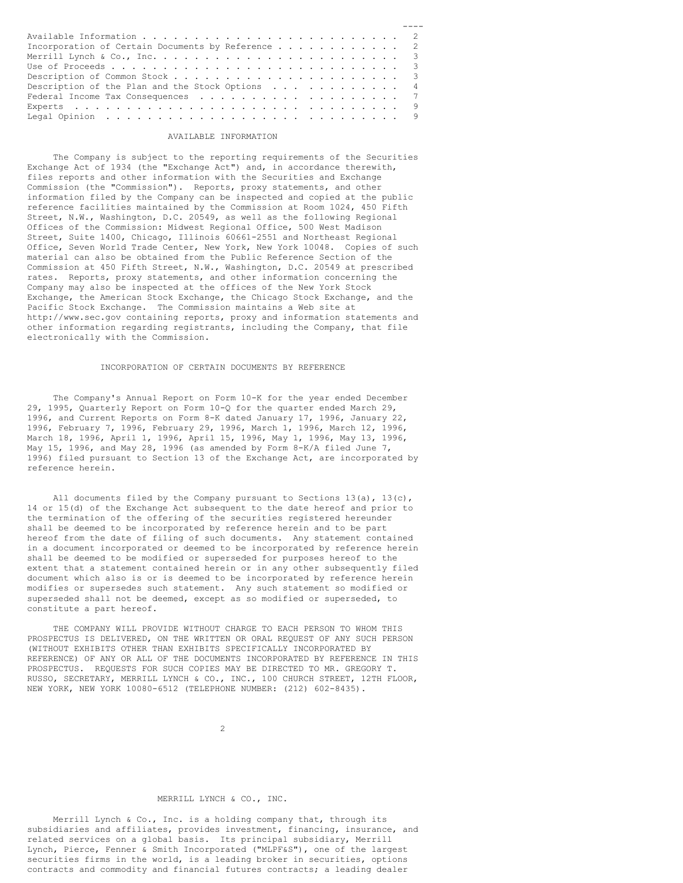| | Page |
|---|---|
| Available Information | 2 |
| Incorporation of Certain Documents by Reference | 2 |
| Merrill Lynch & Co., Inc. | 3 |
| Use of Proceeds | 3 |
| Description of Common Stock | 3 |
| Description of the Plan and the Stock Options | 4 |
| Federal Income Tax Consequences | 7 |
| Experts | 9 |
| Legal Opinion | 9 |

## AVAILABLE INFORMATION

The Company is subject to the reporting requirements of the Securities Exchange Act of 1934 (the "Exchange Act") and, in accordance therewith, files reports and other information with the Securities and Exchange Commission (the "Commission"). Reports, proxy statements, and other information filed by the Company can be inspected and copied at the public reference facilities maintained by the Commission at Room 1024, 450 Fifth Street, N.W., Washington, D.C. 20549, as well as the following Regional Offices of the Commission: Midwest Regional Office, 500 West Madison Street, Suite 1400, Chicago, Illinois 60661-2551 and Northeast Regional Office, Seven World Trade Center, New York, New York 10048. Copies of such material can also be obtained from the Public Reference Section of the Commission at 450 Fifth Street, N.W., Washington, D.C. 20549 at prescribed rates. Reports, proxy statements, and other information concerning the Company may also be inspected at the offices of the New York Stock Exchange, the American Stock Exchange, the Chicago Stock Exchange, and the Pacific Stock Exchange. The Commission maintains a Web site at http://www.sec.gov containing reports, proxy and information statements and other information regarding registrants, including the Company, that file electronically with the Commission.

## INCORPORATION OF CERTAIN DOCUMENTS BY REFERENCE

The Company's Annual Report on Form 10-K for the year ended December 29, 1995, Quarterly Report on Form 10-Q for the quarter ended March 29, 1996, and Current Reports on Form 8-K dated January 17, 1996, January 22, 1996, February 7, 1996, February 29, 1996, March 1, 1996, March 12, 1996, March 18, 1996, April 1, 1996, April 15, 1996, May 1, 1996, May 13, 1996, May 15, 1996, and May 28, 1996 (as amended by Form 8-K/A filed June 7, 1996) filed pursuant to Section 13 of the Exchange Act, are incorporated by reference herein.

All documents filed by the Company pursuant to Sections 13(a), 13(c), 14 or 15(d) of the Exchange Act subsequent to the date hereof and prior to the termination of the offering of the securities registered hereunder shall be deemed to be incorporated by reference herein and to be part hereof from the date of filing of such documents. Any statement contained in a document incorporated or deemed to be incorporated by reference herein shall be deemed to be modified or superseded for purposes hereof to the extent that a statement contained herein or in any other subsequently filed document which also is or is deemed to be incorporated by reference herein modifies or supersedes such statement. Any such statement so modified or superseded shall not be deemed, except as so modified or superseded, to constitute a part hereof.

THE COMPANY WILL PROVIDE WITHOUT CHARGE TO EACH PERSON TO WHOM THIS PROSPECTUS IS DELIVERED, ON THE WRITTEN OR ORAL REQUEST OF ANY SUCH PERSON (WITHOUT EXHIBITS OTHER THAN EXHIBITS SPECIFICALLY INCORPORATED BY REFERENCE) OF ANY OR ALL OF THE DOCUMENTS INCORPORATED BY REFERENCE IN THIS PROSPECTUS. REQUESTS FOR SUCH COPIES MAY BE DIRECTED TO MR. GREGORY T. RUSSO, SECRETARY, MERRILL LYNCH & CO., INC., 100 CHURCH STREET, 12TH FLOOR, NEW YORK, NEW YORK 10080-6512 (TELEPHONE NUMBER: (212) 602-8435).

## MERRILL LYNCH & CO., INC.

Merrill Lynch & Co., Inc. is a holding company that, through its subsidiaries and affiliates, provides investment, financing, insurance, and related services on a global basis. Its principal subsidiary, Merrill Lynch, Pierce, Fenner & Smith Incorporated ("MLPF&S"), one of the largest securities firms in the world, is a leading broker in securities, options contracts and commodity and financial futures contracts; a leading dealer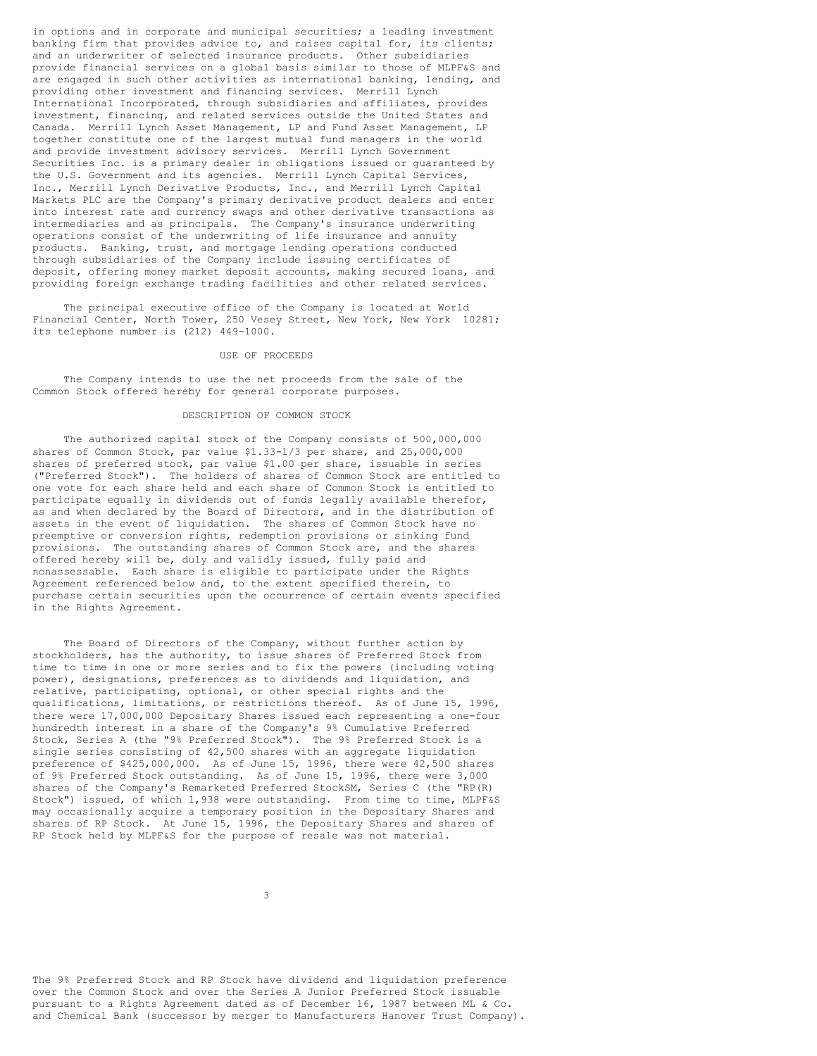in options and in corporate and municipal securities; a leading investment banking firm that provides advice to, and raises capital for, its clients; and an underwriter of selected insurance products. Other subsidiaries provide financial services on a global basis similar to those of MLPF&S and are engaged in such other activities as international banking, lending, and providing other investment and financing services. Merrill Lynch International Incorporated, through subsidiaries and affiliates, provides investment, financing, and related services outside the United States and Canada. Merrill Lynch Asset Management, LP and Fund Asset Management, LP together constitute one of the largest mutual fund managers in the world and provide investment advisory services. Merrill Lynch Government Securities Inc. is a primary dealer in obligations issued or guaranteed by the U.S. Government and its agencies. Merrill Lynch Capital Services, Inc., Merrill Lynch Derivative Products, Inc., and Merrill Lynch Capital Markets PLC are the Company's primary derivative product dealers and enter into interest rate and currency swaps and other derivative transactions as intermediaries and as principals. The Company's insurance underwriting operations consist of the underwriting of life insurance and annuity products. Banking, trust, and mortgage lending operations conducted through subsidiaries of the Company include issuing certificates of deposit, offering money market deposit accounts, making secured loans, and providing foreign exchange trading facilities and other related services.

The principal executive office of the Company is located at World Financial Center, North Tower, 250 Vesey Street, New York, New York 10281; its telephone number is (212) 449-1000.

## USE OF PROCEEDS

The Company intends to use the net proceeds from the sale of the Common Stock offered hereby for general corporate purposes.

## DESCRIPTION OF COMMON STOCK

The authorized capital stock of the Company consists of 500,000,000 shares of Common Stock, par value $1.33-1/3 per share, and 25,000,000 shares of preferred stock, par value $1.00 per share, issuable in series ("Preferred Stock"). The holders of shares of Common Stock are entitled to one vote for each share held and each share of Common Stock is entitled to participate equally in dividends out of funds legally available therefor, as and when declared by the Board of Directors, and in the distribution of assets in the event of liquidation. The shares of Common Stock have no preemptive or conversion rights, redemption provisions or sinking fund provisions. The outstanding shares of Common Stock are, and the shares offered hereby will be, duly and validly issued, fully paid and nonassessable. Each share is eligible to participate under the Rights Agreement referenced below and, to the extent specified therein, to purchase certain securities upon the occurrence of certain events specified in the Rights Agreement.

The Board of Directors of the Company, without further action by stockholders, has the authority, to issue shares of Preferred Stock from time to time in one or more series and to fix the powers (including voting power), designations, preferences as to dividends and liquidation, and relative, participating, optional, or other special rights and the qualifications, limitations, or restrictions thereof. As of June 15, 1996, there were 17,000,000 Depositary Shares issued each representing a one-four hundredth interest in a share of the Company's 9% Cumulative Preferred Stock, Series A (the "9% Preferred Stock"). The 9% Preferred Stock is a single series consisting of 42,500 shares with an aggregate liquidation preference of $425,000,000. As of June 15, 1996, there were 42,500 shares of 9% Preferred Stock outstanding. As of June 15, 1996, there were 3,000 shares of the Company's Remarketed Preferred StockSM, Series C (the "RP(R) Stock") issued, of which 1,938 were outstanding. From time to time, MLPF&S may occasionally acquire a temporary position in the Depositary Shares and shares of RP Stock. At June 15, 1996, the Depositary Shares and shares of RP Stock held by MLPF&S for the purpose of resale was not material.

The 9% Preferred Stock and RP Stock have dividend and liquidation preference over the Common Stock and over the Series A Junior Preferred Stock issuable pursuant to a Rights Agreement dated as of December 16, 1987 between ML & Co. and Chemical Bank (successor by merger to Manufacturers Hanover Trust Company).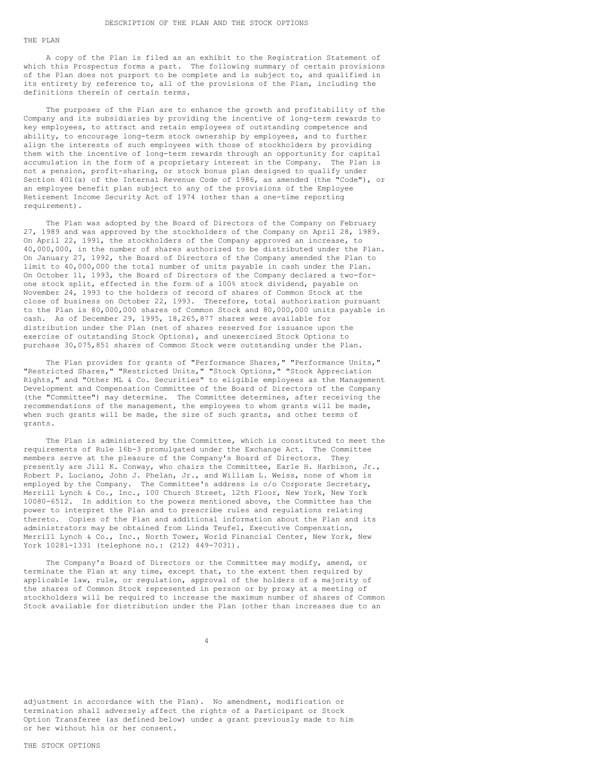## DESCRIPTION OF THE PLAN AND THE STOCK OPTIONS

### THE PLAN

A copy of the Plan is filed as an exhibit to the Registration Statement of which this Prospectus forms a part. The following summary of certain provisions of the Plan does not purport to be complete and is subject to, and qualified in its entirety by reference to, all of the provisions of the Plan, including the definitions therein of certain terms.

The purposes of the Plan are to enhance the growth and profitability of the Company and its subsidiaries by providing the incentive of long-term rewards to key employees, to attract and retain employees of outstanding competence and ability, to encourage long-term stock ownership by employees, and to further align the interests of such employees with those of stockholders by providing them with the incentive of long-term rewards through an opportunity for capital accumulation in the form of a proprietary interest in the Company. The Plan is not a pension, profit-sharing, or stock bonus plan designed to qualify under Section 401(a) of the Internal Revenue Code of 1986, as amended (the "Code"), or an employee benefit plan subject to any of the provisions of the Employee Retirement Income Security Act of 1974 (other than a one-time reporting requirement).

The Plan was adopted by the Board of Directors of the Company on February 27, 1989 and was approved by the stockholders of the Company on April 28, 1989. On April 22, 1991, the stockholders of the Company approved an increase, to 40,000,000, in the number of shares authorized to be distributed under the Plan. On January 27, 1992, the Board of Directors of the Company amended the Plan to limit to 40,000,000 the total number of units payable in cash under the Plan. On October 11, 1993, the Board of Directors of the Company declared a two-for-one stock split, effected in the form of a 100% stock dividend, payable on November 24, 1993 to the holders of record of shares of Common Stock at the close of business on October 22, 1993. Therefore, total authorization pursuant to the Plan is 80,000,000 shares of Common Stock and 80,000,000 units payable in cash. As of December 29, 1995, 18,265,877 shares were available for distribution under the Plan (net of shares reserved for issuance upon the exercise of outstanding Stock Options), and unexercised Stock Options to purchase 30,075,851 shares of Common Stock were outstanding under the Plan.

The Plan provides for grants of "Performance Shares," "Performance Units," "Restricted Shares," "Restricted Units," "Stock Options," "Stock Appreciation Rights," and "Other ML & Co. Securities" to eligible employees as the Management Development and Compensation Committee of the Board of Directors of the Company (the "Committee") may determine. The Committee determines, after receiving the recommendations of the management, the employees to whom grants will be made, when such grants will be made, the size of such grants, and other terms of grants.

The Plan is administered by the Committee, which is constituted to meet the requirements of Rule 16b-3 promulgated under the Exchange Act. The Committee members serve at the pleasure of the Company's Board of Directors. They presently are Jill K. Conway, who chairs the Committee, Earle H. Harbison, Jr., Robert P. Luciano, John J. Phelan, Jr., and William L. Weiss, none of whom is employed by the Company. The Committee's address is c/o Corporate Secretary, Merrill Lynch & Co., Inc., 100 Church Street, 12th Floor, New York, New York 10080-6512. In addition to the powers mentioned above, the Committee has the power to interpret the Plan and to prescribe rules and regulations relating thereto. Copies of the Plan and additional information about the Plan and its administrators may be obtained from Linda Teufel, Executive Compensation, Merrill Lynch & Co., Inc., North Tower, World Financial Center, New York, New York 10281-1331 (telephone no.: (212) 449-7031).

The Company's Board of Directors or the Committee may modify, amend, or terminate the Plan at any time, except that, to the extent then required by applicable law, rule, or regulation, approval of the holders of a majority of the shares of Common Stock represented in person or by proxy at a meeting of stockholders will be required to increase the maximum number of shares of Common Stock available for distribution under the Plan (other than increases due to an adjustment in accordance with the Plan). No amendment, modification or termination shall adversely affect the rights of a Participant or Stock Option Transferee (as defined below) under a grant previously made to him or her without his or her consent.

### THE STOCK OPTIONS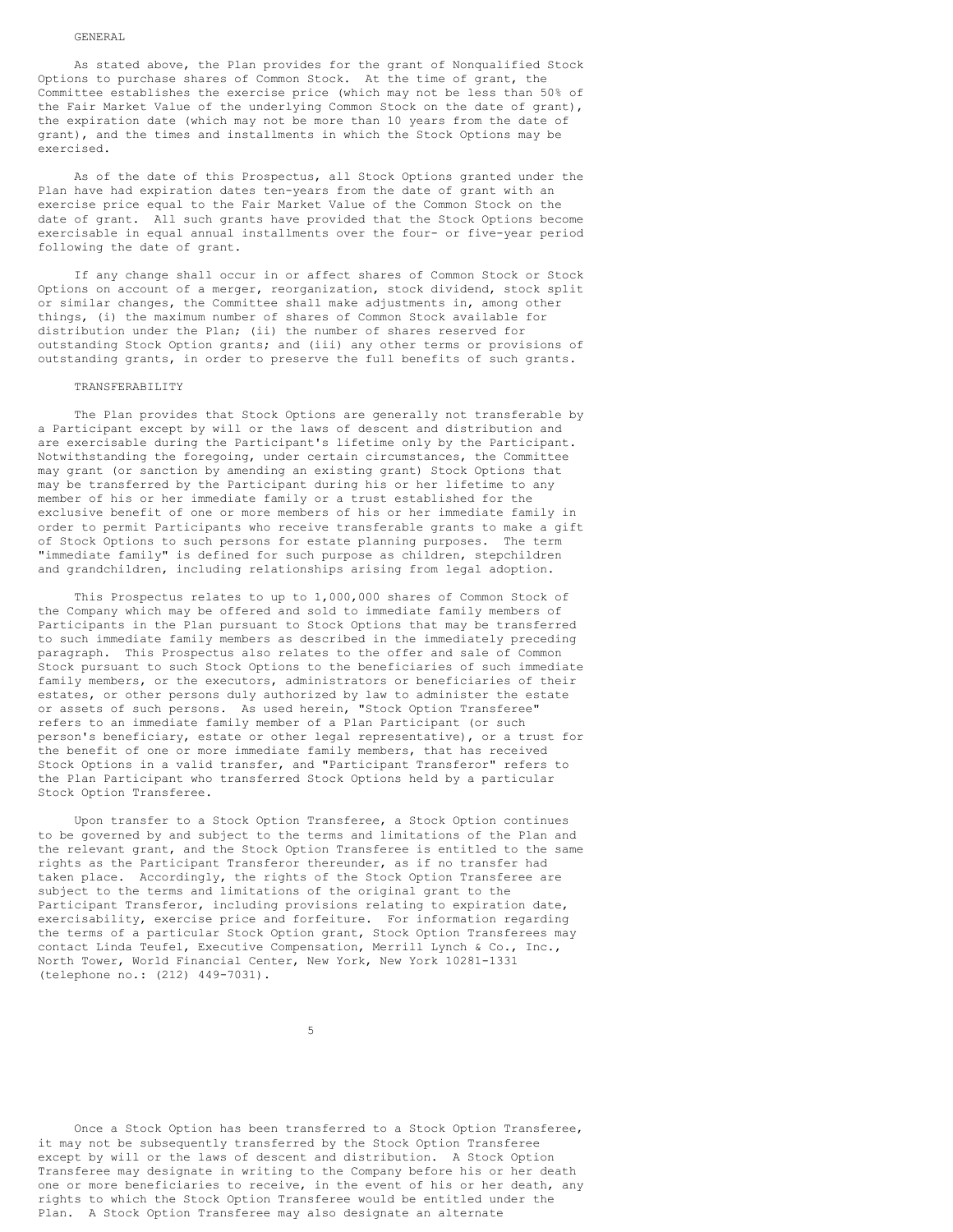### GENERAL

As stated above, the Plan provides for the grant of Nonqualified Stock Options to purchase shares of Common Stock. At the time of grant, the Committee establishes the exercise price (which may not be less than 50% of the Fair Market Value of the underlying Common Stock on the date of grant), the expiration date (which may not be more than 10 years from the date of grant), and the times and installments in which the Stock Options may be exercised.

As of the date of this Prospectus, all Stock Options granted under the Plan have had expiration dates ten-years from the date of grant with an exercise price equal to the Fair Market Value of the Common Stock on the date of grant. All such grants have provided that the Stock Options become exercisable in equal annual installments over the four- or five-year period following the date of grant.

If any change shall occur in or affect shares of Common Stock or Stock Options on account of a merger, reorganization, stock dividend, stock split or similar changes, the Committee shall make adjustments in, among other things, (i) the maximum number of shares of Common Stock available for distribution under the Plan; (ii) the number of shares reserved for outstanding Stock Option grants; and (iii) any other terms or provisions of outstanding grants, in order to preserve the full benefits of such grants.

### TRANSFERABILITY

The Plan provides that Stock Options are generally not transferable by a Participant except by will or the laws of descent and distribution and are exercisable during the Participant's lifetime only by the Participant. Notwithstanding the foregoing, under certain circumstances, the Committee may grant (or sanction by amending an existing grant) Stock Options that may be transferred by the Participant during his or her lifetime to any member of his or her immediate family or a trust established for the exclusive benefit of one or more members of his or her immediate family in order to permit Participants who receive transferable grants to make a gift of Stock Options to such persons for estate planning purposes. The term "immediate family" is defined for such purpose as children, stepchildren and grandchildren, including relationships arising from legal adoption.

This Prospectus relates to up to 1,000,000 shares of Common Stock of the Company which may be offered and sold to immediate family members of Participants in the Plan pursuant to Stock Options that may be transferred to such immediate family members as described in the immediately preceding paragraph. This Prospectus also relates to the offer and sale of Common Stock pursuant to such Stock Options to the beneficiaries of such immediate family members, or the executors, administrators or beneficiaries of their estates, or other persons duly authorized by law to administer the estate or assets of such persons. As used herein, "Stock Option Transferee" refers to an immediate family member of a Plan Participant (or such person's beneficiary, estate or other legal representative), or a trust for the benefit of one or more immediate family members, that has received Stock Options in a valid transfer, and "Participant Transferor" refers to the Plan Participant who transferred Stock Options held by a particular Stock Option Transferee.

Upon transfer to a Stock Option Transferee, a Stock Option continues to be governed by and subject to the terms and limitations of the Plan and the relevant grant, and the Stock Option Transferee is entitled to the same rights as the Participant Transferor thereunder, as if no transfer had taken place. Accordingly, the rights of the Stock Option Transferee are subject to the terms and limitations of the original grant to the Participant Transferor, including provisions relating to expiration date, exercisability, exercise price and forfeiture. For information regarding the terms of a particular Stock Option grant, Stock Option Transferees may contact Linda Teufel, Executive Compensation, Merrill Lynch & Co., Inc., North Tower, World Financial Center, New York, New York 10281-1331 (telephone no.: (212) 449-7031).

Once a Stock Option has been transferred to a Stock Option Transferee, it may not be subsequently transferred by the Stock Option Transferee except by will or the laws of descent and distribution. A Stock Option Transferee may designate in writing to the Company before his or her death one or more beneficiaries to receive, in the event of his or her death, any rights to which the Stock Option Transferee would be entitled under the Plan. A Stock Option Transferee may also designate an alternate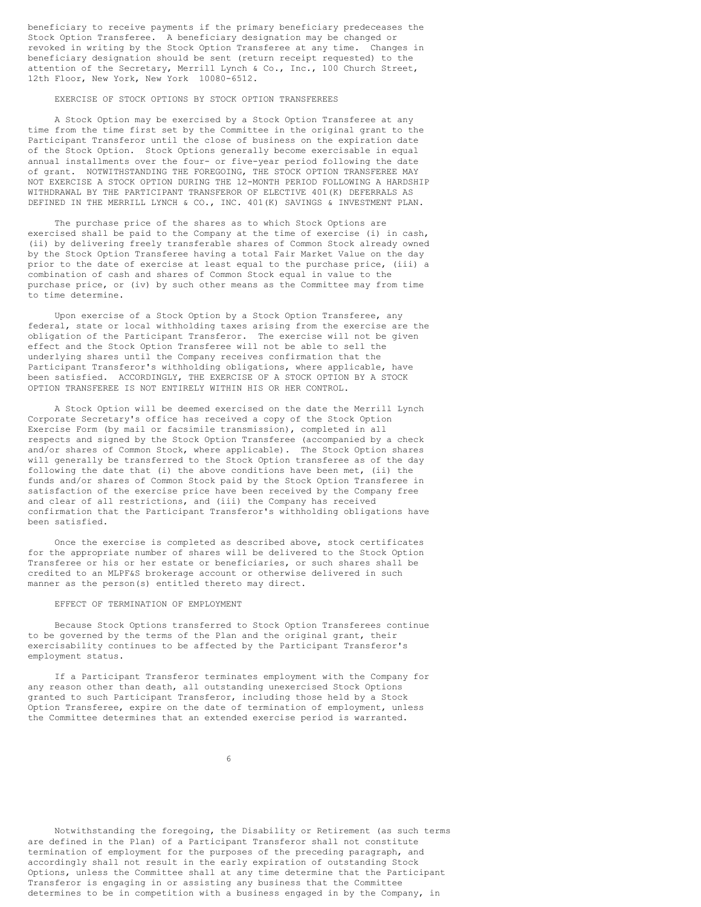beneficiary to receive payments if the primary beneficiary predeceases the Stock Option Transferee. A beneficiary designation may be changed or revoked in writing by the Stock Option Transferee at any time. Changes in beneficiary designation should be sent (return receipt requested) to the attention of the Secretary, Merrill Lynch & Co., Inc., 100 Church Street, 12th Floor, New York, New York 10080-6512.

## EXERCISE OF STOCK OPTIONS BY STOCK OPTION TRANSFEREES

A Stock Option may be exercised by a Stock Option Transferee at any time from the time first set by the Committee in the original grant to the Participant Transferor until the close of business on the expiration date of the Stock Option. Stock Options generally become exercisable in equal annual installments over the four- or five-year period following the date of grant. NOTWITHSTANDING THE FOREGOING, THE STOCK OPTION TRANSFEREE MAY NOT EXERCISE A STOCK OPTION DURING THE 12-MONTH PERIOD FOLLOWING A HARDSHIP WITHDRAWAL BY THE PARTICIPANT TRANSFEROR OF ELECTIVE 401(K) DEFERRALS AS DEFINED IN THE MERRILL LYNCH & CO., INC. 401(K) SAVINGS & INVESTMENT PLAN.

The purchase price of the shares as to which Stock Options are exercised shall be paid to the Company at the time of exercise (i) in cash, (ii) by delivering freely transferable shares of Common Stock already owned by the Stock Option Transferee having a total Fair Market Value on the day prior to the date of exercise at least equal to the purchase price, (iii) a combination of cash and shares of Common Stock equal in value to the purchase price, or (iv) by such other means as the Committee may from time to time determine.

Upon exercise of a Stock Option by a Stock Option Transferee, any federal, state or local withholding taxes arising from the exercise are the obligation of the Participant Transferor. The exercise will not be given effect and the Stock Option Transferee will not be able to sell the underlying shares until the Company receives confirmation that the Participant Transferor's withholding obligations, where applicable, have been satisfied. ACCORDINGLY, THE EXERCISE OF A STOCK OPTION BY A STOCK OPTION TRANSFEREE IS NOT ENTIRELY WITHIN HIS OR HER CONTROL.

A Stock Option will be deemed exercised on the date the Merrill Lynch Corporate Secretary's office has received a copy of the Stock Option Exercise Form (by mail or facsimile transmission), completed in all respects and signed by the Stock Option Transferee (accompanied by a check and/or shares of Common Stock, where applicable). The Stock Option shares will generally be transferred to the Stock Option transferee as of the day following the date that (i) the above conditions have been met, (ii) the funds and/or shares of Common Stock paid by the Stock Option Transferee in satisfaction of the exercise price have been received by the Company free and clear of all restrictions, and (iii) the Company has received confirmation that the Participant Transferor's withholding obligations have been satisfied.

Once the exercise is completed as described above, stock certificates for the appropriate number of shares will be delivered to the Stock Option Transferee or his or her estate or beneficiaries, or such shares shall be credited to an MLPF&S brokerage account or otherwise delivered in such manner as the person(s) entitled thereto may direct.

## EFFECT OF TERMINATION OF EMPLOYMENT

Because Stock Options transferred to Stock Option Transferees continue to be governed by the terms of the Plan and the original grant, their exercisability continues to be affected by the Participant Transferor's employment status.

If a Participant Transferor terminates employment with the Company for any reason other than death, all outstanding unexercised Stock Options granted to such Participant Transferor, including those held by a Stock Option Transferee, expire on the date of termination of employment, unless the Committee determines that an extended exercise period is warranted.

Notwithstanding the foregoing, the Disability or Retirement (as such terms are defined in the Plan) of a Participant Transferor shall not constitute termination of employment for the purposes of the preceding paragraph, and accordingly shall not result in the early expiration of outstanding Stock Options, unless the Committee shall at any time determine that the Participant Transferor is engaging in or assisting any business that the Committee determines to be in competition with a business engaged in by the Company, in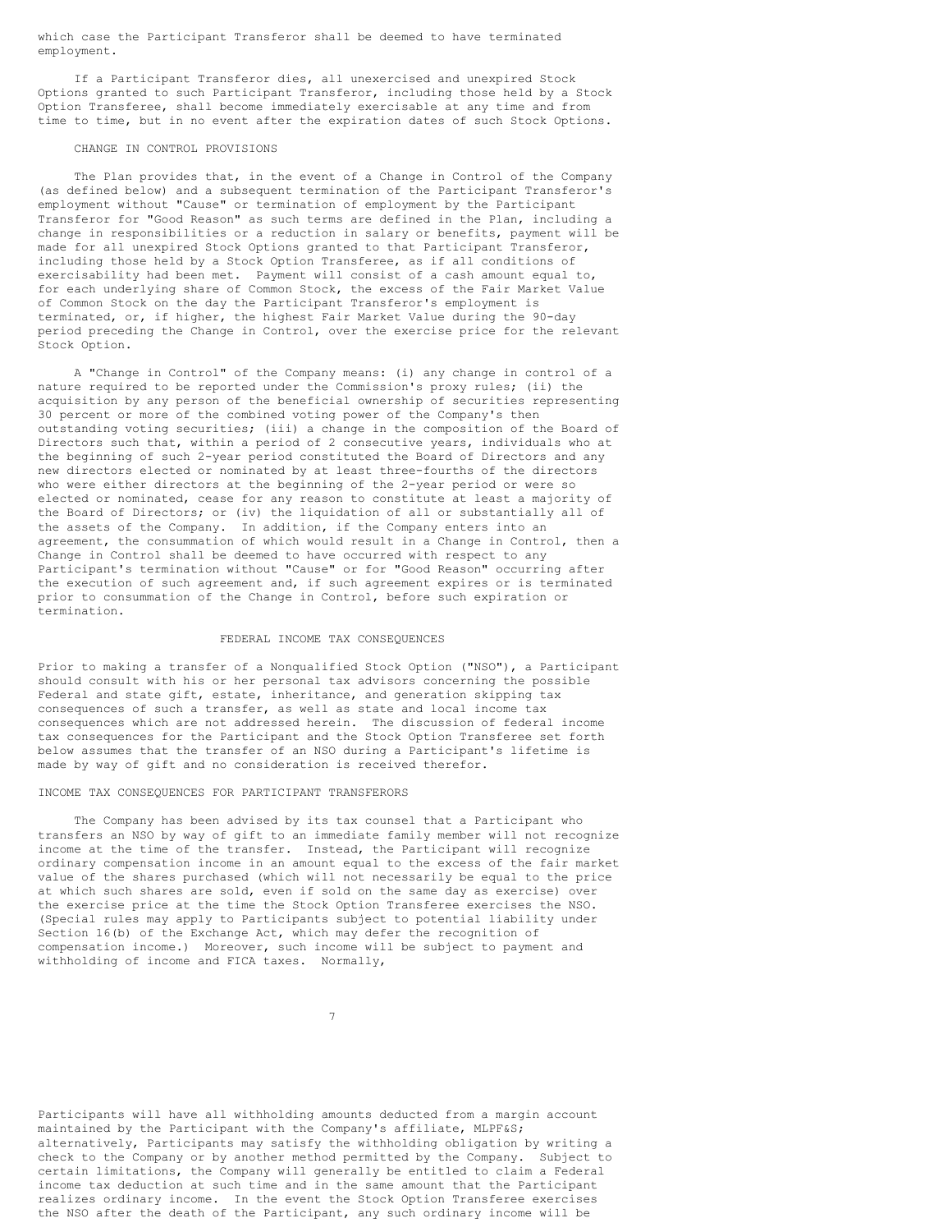which case the Participant Transferor shall be deemed to have terminated employment.

If a Participant Transferor dies, all unexercised and unexpired Stock Options granted to such Participant Transferor, including those held by a Stock Option Transferee, shall become immediately exercisable at any time and from time to time, but in no event after the expiration dates of such Stock Options.

### CHANGE IN CONTROL PROVISIONS

The Plan provides that, in the event of a Change in Control of the Company (as defined below) and a subsequent termination of the Participant Transferor's employment without "Cause" or termination of employment by the Participant Transferor for "Good Reason" as such terms are defined in the Plan, including a change in responsibilities or a reduction in salary or benefits, payment will be made for all unexpired Stock Options granted to that Participant Transferor, including those held by a Stock Option Transferee, as if all conditions of exercisability had been met. Payment will consist of a cash amount equal to, for each underlying share of Common Stock, the excess of the Fair Market Value of Common Stock on the day the Participant Transferor's employment is terminated, or, if higher, the highest Fair Market Value during the 90-day period preceding the Change in Control, over the exercise price for the relevant Stock Option.

A "Change in Control" of the Company means: (i) any change in control of a nature required to be reported under the Commission's proxy rules; (ii) the acquisition by any person of the beneficial ownership of securities representing 30 percent or more of the combined voting power of the Company's then outstanding voting securities; (iii) a change in the composition of the Board of Directors such that, within a period of 2 consecutive years, individuals who at the beginning of such 2-year period constituted the Board of Directors and any new directors elected or nominated by at least three-fourths of the directors who were either directors at the beginning of the 2-year period or were so elected or nominated, cease for any reason to constitute at least a majority of the Board of Directors; or (iv) the liquidation of all or substantially all of the assets of the Company. In addition, if the Company enters into an agreement, the consummation of which would result in a Change in Control, then a Change in Control shall be deemed to have occurred with respect to any Participant's termination without "Cause" or for "Good Reason" occurring after the execution of such agreement and, if such agreement expires or is terminated prior to consummation of the Change in Control, before such expiration or termination.

## FEDERAL INCOME TAX CONSEQUENCES

Prior to making a transfer of a Nonqualified Stock Option ("NSO"), a Participant should consult with his or her personal tax advisors concerning the possible Federal and state gift, estate, inheritance, and generation skipping tax consequences of such a transfer, as well as state and local income tax consequences which are not addressed herein. The discussion of federal income tax consequences for the Participant and the Stock Option Transferee set forth below assumes that the transfer of an NSO during a Participant's lifetime is made by way of gift and no consideration is received therefor.

### INCOME TAX CONSEQUENCES FOR PARTICIPANT TRANSFERORS

The Company has been advised by its tax counsel that a Participant who transfers an NSO by way of gift to an immediate family member will not recognize income at the time of the transfer. Instead, the Participant will recognize ordinary compensation income in an amount equal to the excess of the fair market value of the shares purchased (which will not necessarily be equal to the price at which such shares are sold, even if sold on the same day as exercise) over the exercise price at the time the Stock Option Transferee exercises the NSO. (Special rules may apply to Participants subject to potential liability under Section 16(b) of the Exchange Act, which may defer the recognition of compensation income.) Moreover, such income will be subject to payment and withholding of income and FICA taxes. Normally, Participants will have all withholding amounts deducted from a margin account maintained by the Participant with the Company's affiliate, MLPF&S; alternatively, Participants may satisfy the withholding obligation by writing a check to the Company or by another method permitted by the Company. Subject to certain limitations, the Company will generally be entitled to claim a Federal income tax deduction at such time and in the same amount that the Participant realizes ordinary income. In the event the Stock Option Transferee exercises the NSO after the death of the Participant, any such ordinary income will be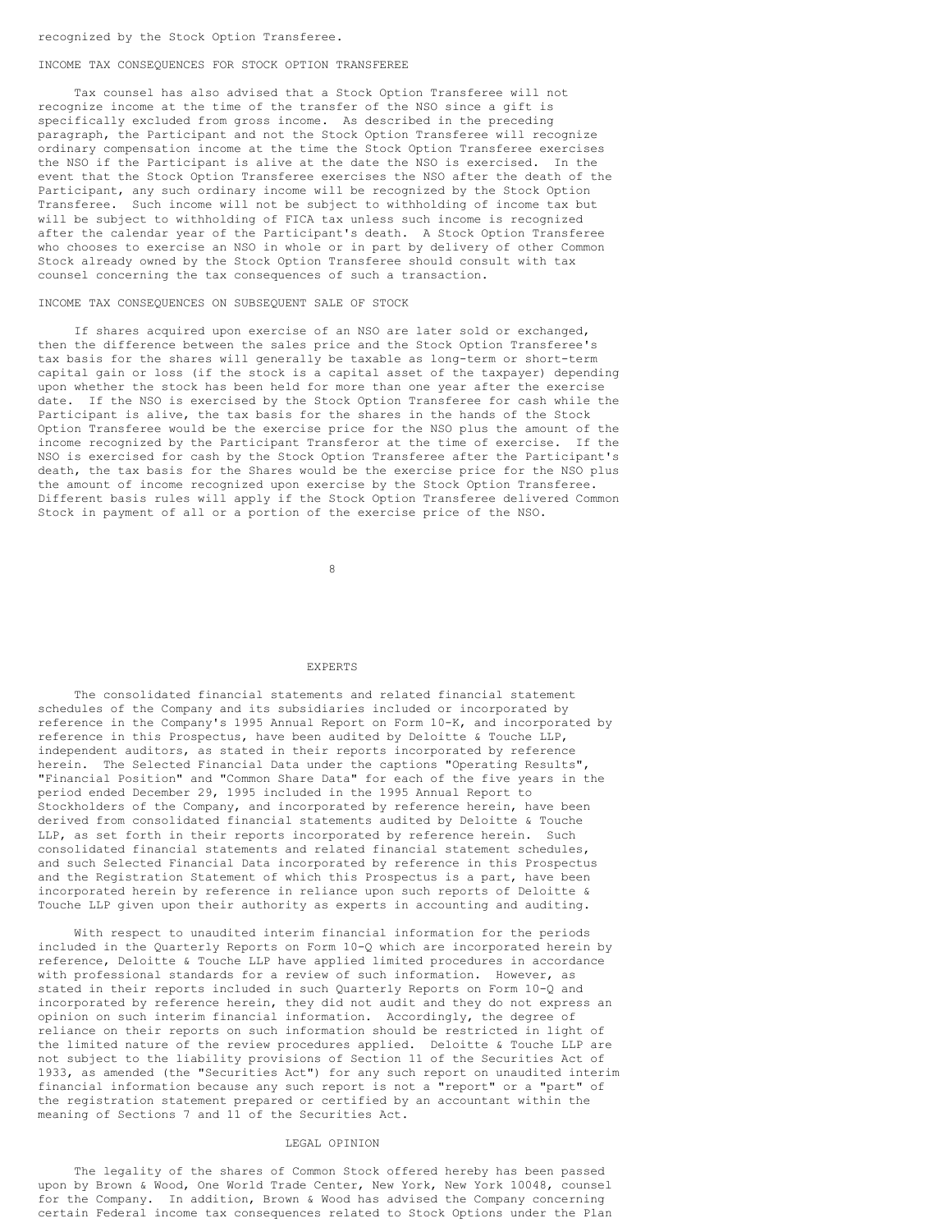recognized by the Stock Option Transferee.

## INCOME TAX CONSEQUENCES FOR STOCK OPTION TRANSFEREE

Tax counsel has also advised that a Stock Option Transferee will not recognize income at the time of the transfer of the NSO since a gift is specifically excluded from gross income. As described in the preceding paragraph, the Participant and not the Stock Option Transferee will recognize ordinary compensation income at the time the Stock Option Transferee exercises the NSO if the Participant is alive at the date the NSO is exercised. In the event that the Stock Option Transferee exercises the NSO after the death of the Participant, any such ordinary income will be recognized by the Stock Option Transferee. Such income will not be subject to withholding of income tax but will be subject to withholding of FICA tax unless such income is recognized after the calendar year of the Participant's death. A Stock Option Transferee who chooses to exercise an NSO in whole or in part by delivery of other Common Stock already owned by the Stock Option Transferee should consult with tax counsel concerning the tax consequences of such a transaction.

## INCOME TAX CONSEQUENCES ON SUBSEQUENT SALE OF STOCK

If shares acquired upon exercise of an NSO are later sold or exchanged, then the difference between the sales price and the Stock Option Transferee's tax basis for the shares will generally be taxable as long-term or short-term capital gain or loss (if the stock is a capital asset of the taxpayer) depending upon whether the stock has been held for more than one year after the exercise date. If the NSO is exercised by the Stock Option Transferee for cash while the Participant is alive, the tax basis for the shares in the hands of the Stock Option Transferee would be the exercise price for the NSO plus the amount of the income recognized by the Participant Transferor at the time of exercise. If the NSO is exercised for cash by the Stock Option Transferee after the Participant's death, the tax basis for the Shares would be the exercise price for the NSO plus the amount of income recognized upon exercise by the Stock Option Transferee. Different basis rules will apply if the Stock Option Transferee delivered Common Stock in payment of all or a portion of the exercise price of the NSO.

## EXPERTS

The consolidated financial statements and related financial statement schedules of the Company and its subsidiaries included or incorporated by reference in the Company's 1995 Annual Report on Form 10-K, and incorporated by reference in this Prospectus, have been audited by Deloitte & Touche LLP, independent auditors, as stated in their reports incorporated by reference herein. The Selected Financial Data under the captions "Operating Results", "Financial Position" and "Common Share Data" for each of the five years in the period ended December 29, 1995 included in the 1995 Annual Report to Stockholders of the Company, and incorporated by reference herein, have been derived from consolidated financial statements audited by Deloitte & Touche LLP, as set forth in their reports incorporated by reference herein. Such consolidated financial statements and related financial statement schedules, and such Selected Financial Data incorporated by reference in this Prospectus and the Registration Statement of which this Prospectus is a part, have been incorporated herein by reference in reliance upon such reports of Deloitte & Touche LLP given upon their authority as experts in accounting and auditing.

With respect to unaudited interim financial information for the periods included in the Quarterly Reports on Form 10-Q which are incorporated herein by reference, Deloitte & Touche LLP have applied limited procedures in accordance with professional standards for a review of such information. However, as stated in their reports included in such Quarterly Reports on Form 10-Q and incorporated by reference herein, they did not audit and they do not express an opinion on such interim financial information. Accordingly, the degree of reliance on their reports on such information should be restricted in light of the limited nature of the review procedures applied. Deloitte & Touche LLP are not subject to the liability provisions of Section 11 of the Securities Act of 1933, as amended (the "Securities Act") for any such report on unaudited interim financial information because any such report is not a "report" or a "part" of the registration statement prepared or certified by an accountant within the meaning of Sections 7 and 11 of the Securities Act.

## LEGAL OPINION

The legality of the shares of Common Stock offered hereby has been passed upon by Brown & Wood, One World Trade Center, New York, New York 10048, counsel for the Company. In addition, Brown & Wood has advised the Company concerning certain Federal income tax consequences related to Stock Options under the Plan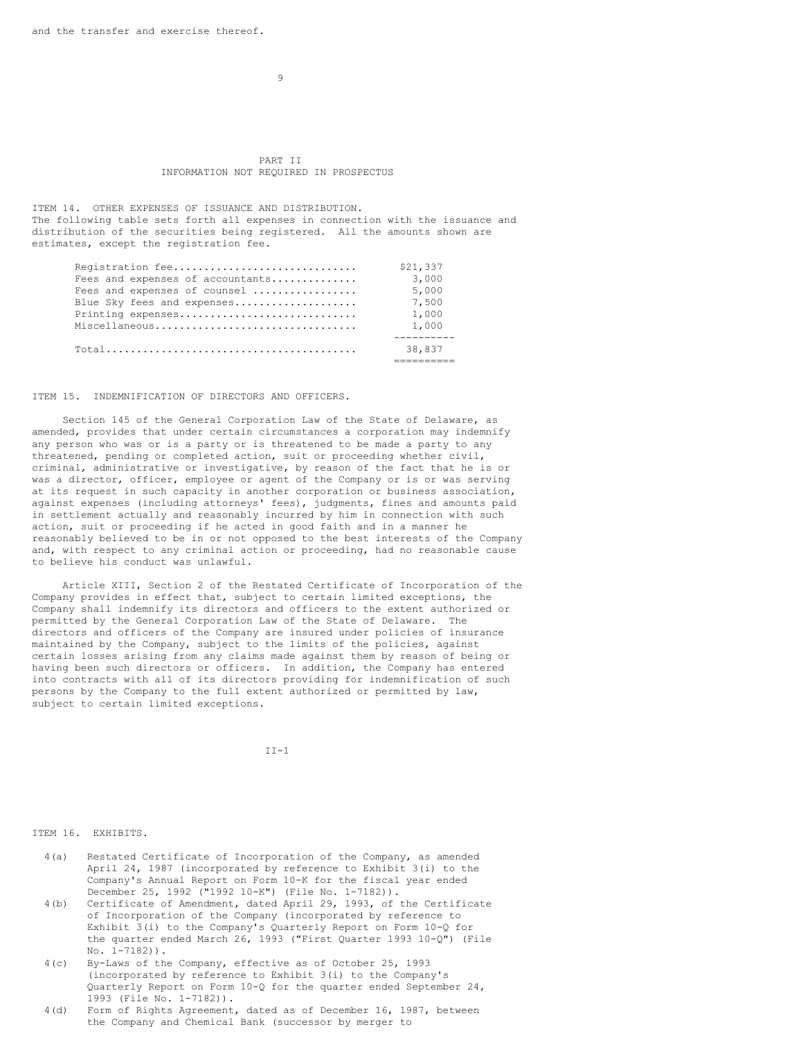and the transfer and exercise thereof.

## PART II
## INFORMATION NOT REQUIRED IN PROSPECTUS

### ITEM 14. OTHER EXPENSES OF ISSUANCE AND DISTRIBUTION.

The following table sets forth all expenses in connection with the issuance and distribution of the securities being registered. All the amounts shown are estimates, except the registration fee.

| | |
|---|---|
| Registration fee | $21,337 |
| Fees and expenses of accountants | 3,000 |
| Fees and expenses of counsel | 5,000 |
| Blue Sky fees and expenses | 7,500 |
| Printing expenses | 1,000 |
| Miscellaneous | 1,000 |
| Total | 38,837 |

### ITEM 15. INDEMNIFICATION OF DIRECTORS AND OFFICERS.

Section 145 of the General Corporation Law of the State of Delaware, as amended, provides that under certain circumstances a corporation may indemnify any person who was or is a party or is threatened to be made a party to any threatened, pending or completed action, suit or proceeding whether civil, criminal, administrative or investigative, by reason of the fact that he is or was a director, officer, employee or agent of the Company or is or was serving at its request in such capacity in another corporation or business association, against expenses (including attorneys' fees), judgments, fines and amounts paid in settlement actually and reasonably incurred by him in connection with such action, suit or proceeding if he acted in good faith and in a manner he reasonably believed to be in or not opposed to the best interests of the Company and, with respect to any criminal action or proceeding, had no reasonable cause to believe his conduct was unlawful.

Article XIII, Section 2 of the Restated Certificate of Incorporation of the Company provides in effect that, subject to certain limited exceptions, the Company shall indemnify its directors and officers to the extent authorized or permitted by the General Corporation Law of the State of Delaware. The directors and officers of the Company are insured under policies of insurance maintained by the Company, subject to the limits of the policies, against certain losses arising from any claims made against them by reason of being or having been such directors or officers. In addition, the Company has entered into contracts with all of its directors providing for indemnification of such persons by the Company to the full extent authorized or permitted by law, subject to certain limited exceptions.

### ITEM 16. EXHIBITS.

- 4(a) Restated Certificate of Incorporation of the Company, as amended April 24, 1987 (incorporated by reference to Exhibit 3(i) to the Company's Annual Report on Form 10-K for the fiscal year ended December 25, 1992 ("1992 10-K") (File No. 1-7182)).
- 4(b) Certificate of Amendment, dated April 29, 1993, of the Certificate of Incorporation of the Company (incorporated by reference to Exhibit 3(i) to the Company's Quarterly Report on Form 10-Q for the quarter ended March 26, 1993 ("First Quarter 1993 10-Q") (File No. 1-7182)).
- 4(c) By-Laws of the Company, effective as of October 25, 1993 (incorporated by reference to Exhibit 3(i) to the Company's Quarterly Report on Form 10-Q for the quarter ended September 24, 1993 (File No. 1-7182)).
- 4(d) Form of Rights Agreement, dated as of December 16, 1987, between the Company and Chemical Bank (successor by merger to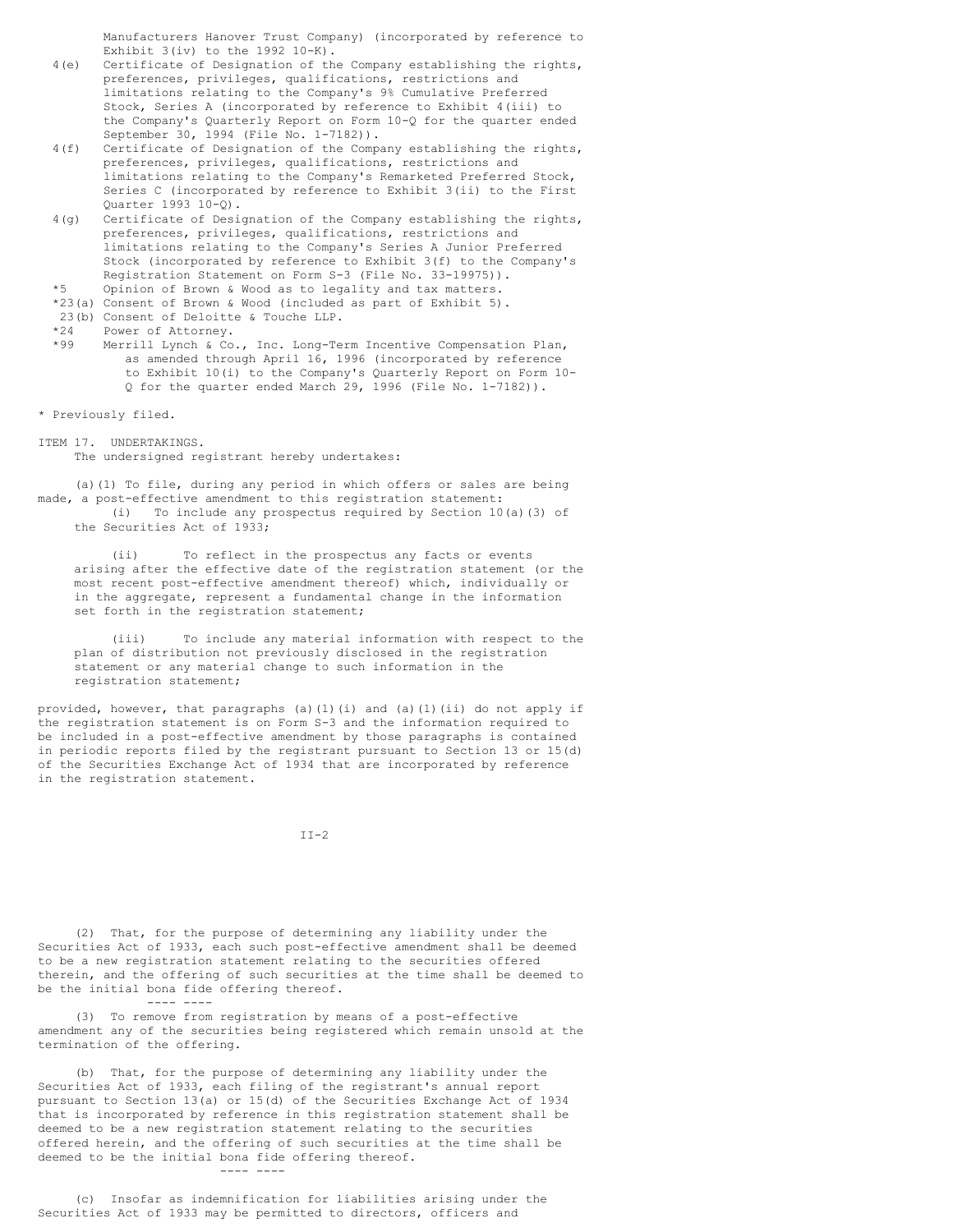Manufacturers Hanover Trust Company) (incorporated by reference to Exhibit 3(iv) to the 1992 10-K).

4(e) Certificate of Designation of the Company establishing the rights, preferences, privileges, qualifications, restrictions and limitations relating to the Company's 9% Cumulative Preferred Stock, Series A (incorporated by reference to Exhibit 4(iii) to the Company's Quarterly Report on Form 10-Q for the quarter ended September 30, 1994 (File No. 1-7182)).

4(f) Certificate of Designation of the Company establishing the rights, preferences, privileges, qualifications, restrictions and limitations relating to the Company's Remarketed Preferred Stock, Series C (incorporated by reference to Exhibit 3(ii) to the First Quarter 1993 10-Q).

4(g) Certificate of Designation of the Company establishing the rights, preferences, privileges, qualifications, restrictions and limitations relating to the Company's Series A Junior Preferred Stock (incorporated by reference to Exhibit 3(f) to the Company's Registration Statement on Form S-3 (File No. 33-19975)).

*5 Opinion of Brown & Wood as to legality and tax matters.

*23(a) Consent of Brown & Wood (included as part of Exhibit 5).

23(b) Consent of Deloitte & Touche LLP.

*24 Power of Attorney.

*99 Merrill Lynch & Co., Inc. Long-Term Incentive Compensation Plan, as amended through April 16, 1996 (incorporated by reference to Exhibit 10(i) to the Company's Quarterly Report on Form 10-Q for the quarter ended March 29, 1996 (File No. 1-7182)).

* Previously filed.

ITEM 17. UNDERTAKINGS.

The undersigned registrant hereby undertakes:

(a)(1) To file, during any period in which offers or sales are being made, a post-effective amendment to this registration statement:

(i) To include any prospectus required by Section 10(a)(3) of the Securities Act of 1933;

(ii) To reflect in the prospectus any facts or events arising after the effective date of the registration statement (or the most recent post-effective amendment thereof) which, individually or in the aggregate, represent a fundamental change in the information set forth in the registration statement;

(iii) To include any material information with respect to the plan of distribution not previously disclosed in the registration statement or any material change to such information in the registration statement;

provided, however, that paragraphs (a)(1)(i) and (a)(1)(ii) do not apply if the registration statement is on Form S-3 and the information required to be included in a post-effective amendment by those paragraphs is contained in periodic reports filed by the registrant pursuant to Section 13 or 15(d) of the Securities Exchange Act of 1934 that are incorporated by reference in the registration statement.

(2) That, for the purpose of determining any liability under the Securities Act of 1933, each such post-effective amendment shall be deemed to be a new registration statement relating to the securities offered therein, and the offering of such securities at the time shall be deemed to be the initial bona fide offering thereof.

(3) To remove from registration by means of a post-effective amendment any of the securities being registered which remain unsold at the termination of the offering.

(b) That, for the purpose of determining any liability under the Securities Act of 1933, each filing of the registrant's annual report pursuant to Section 13(a) or 15(d) of the Securities Exchange Act of 1934 that is incorporated by reference in this registration statement shall be deemed to be a new registration statement relating to the securities offered herein, and the offering of such securities at the time shall be deemed to be the initial bona fide offering thereof.

(c) Insofar as indemnification for liabilities arising under the Securities Act of 1933 may be permitted to directors, officers and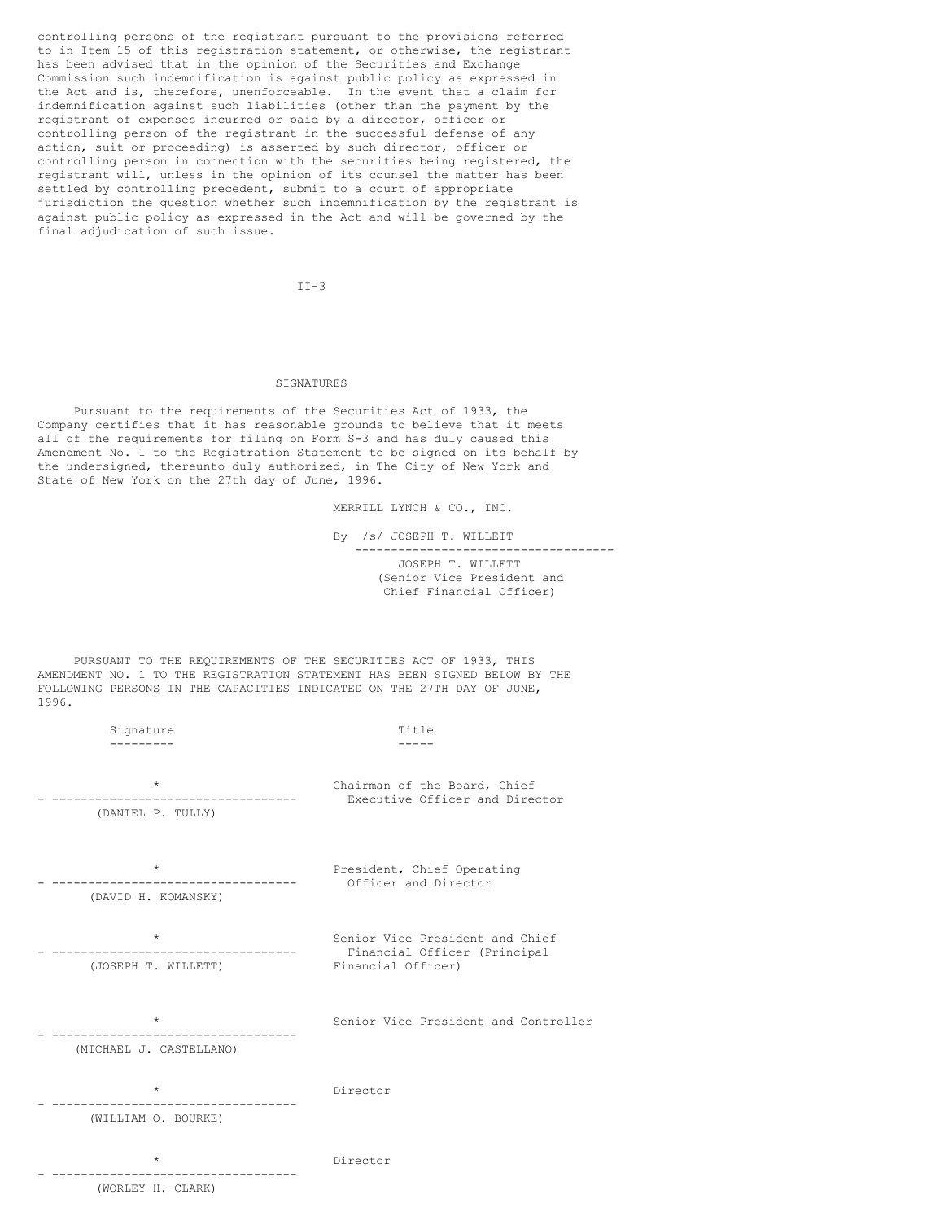controlling persons of the registrant pursuant to the provisions referred to in Item 15 of this registration statement, or otherwise, the registrant has been advised that in the opinion of the Securities and Exchange Commission such indemnification is against public policy as expressed in the Act and is, therefore, unenforceable. In the event that a claim for indemnification against such liabilities (other than the payment by the registrant of expenses incurred or paid by a director, officer or controlling person of the registrant in the successful defense of any action, suit or proceeding) is asserted by such director, officer or controlling person in connection with the securities being registered, the registrant will, unless in the opinion of its counsel the matter has been settled by controlling precedent, submit to a court of appropriate jurisdiction the question whether such indemnification by the registrant is against public policy as expressed in the Act and will be governed by the final adjudication of such issue.

## SIGNATURES

Pursuant to the requirements of the Securities Act of 1933, the Company certifies that it has reasonable grounds to believe that it meets all of the requirements for filing on Form S-3 and has duly caused this Amendment No. 1 to the Registration Statement to be signed on its behalf by the undersigned, thereunto duly authorized, in The City of New York and State of New York on the 27th day of June, 1996.

MERRILL LYNCH & CO., INC.

By /s/ JOSEPH T. WILLETT
JOSEPH T. WILLETT
(Senior Vice President and Chief Financial Officer)

PURSUANT TO THE REQUIREMENTS OF THE SECURITIES ACT OF 1933, THIS AMENDMENT NO. 1 TO THE REGISTRATION STATEMENT HAS BEEN SIGNED BELOW BY THE FOLLOWING PERSONS IN THE CAPACITIES INDICATED ON THE 27TH DAY OF JUNE, 1996.

| Signature | Title |
|---|---|
| * (DANIEL P. TULLY) | Chairman of the Board, Chief Executive Officer and Director |
| * (DAVID H. KOMANSKY) | President, Chief Operating Officer and Director |
| * (JOSEPH T. WILLETT) | Senior Vice President and Chief Financial Officer (Principal Financial Officer) |
| * (MICHAEL J. CASTELLANO) | Senior Vice President and Controller |
| * (WILLIAM O. BOURKE) | Director |
| * (WORLEY H. CLARK) | Director |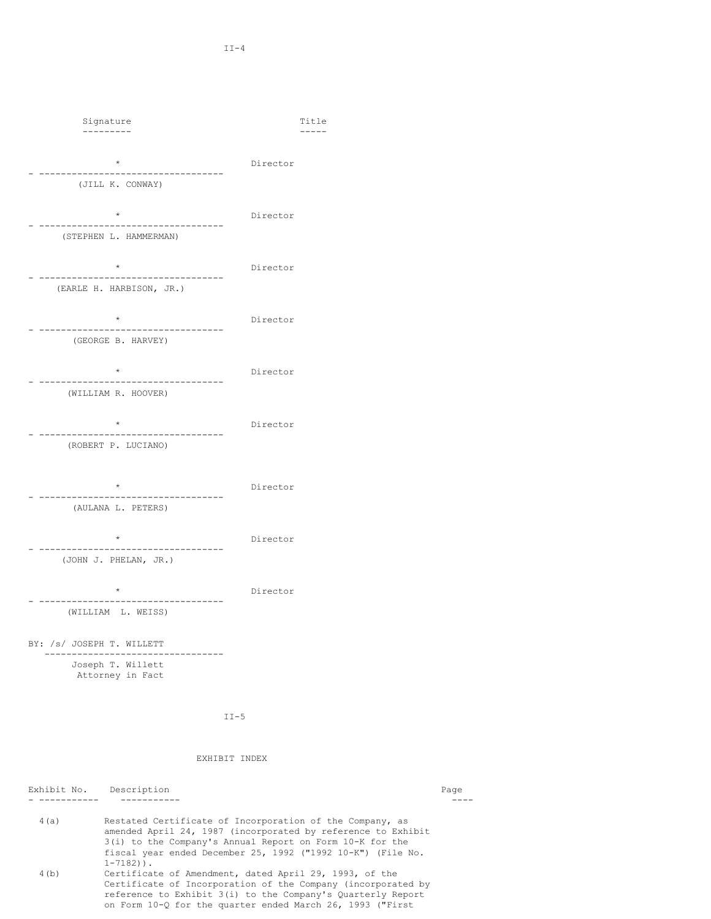| Signature | Title |
| --- | --- |
| * <br> (JILL K. CONWAY) | Director |
| * <br> (STEPHEN L. HAMMERMAN) | Director |
| * <br> (EARLE H. HARBISON, JR.) | Director |
| * <br> (GEORGE B. HARVEY) | Director |
| * <br> (WILLIAM R. HOOVER) | Director |
| * <br> (ROBERT P. LUCIANO) | Director |
| * <br> (AULANA L. PETERS) | Director |
| * <br> (JOHN J. PHELAN, JR.) | Director |
| * <br> (WILLIAM L. WEISS) | Director |

BY: /s/ JOSEPH T. WILLETT

Joseph T. Willett
Attorney in Fact

## EXHIBIT INDEX

| Exhibit No. | Description | Page |
| --- | --- | --- |
| 4(a) | Restated Certificate of Incorporation of the Company, as amended April 24, 1987 (incorporated by reference to Exhibit 3(i) to the Company's Annual Report on Form 10-K for the fiscal year ended December 25, 1992 ("1992 10-K") (File No. 1-7182)). | |
| 4(b) | Certificate of Amendment, dated April 29, 1993, of the Certificate of Incorporation of the Company (incorporated by reference to Exhibit 3(i) to the Company's Quarterly Report on Form 10-Q for the quarter ended March 26, 1993 ("First | |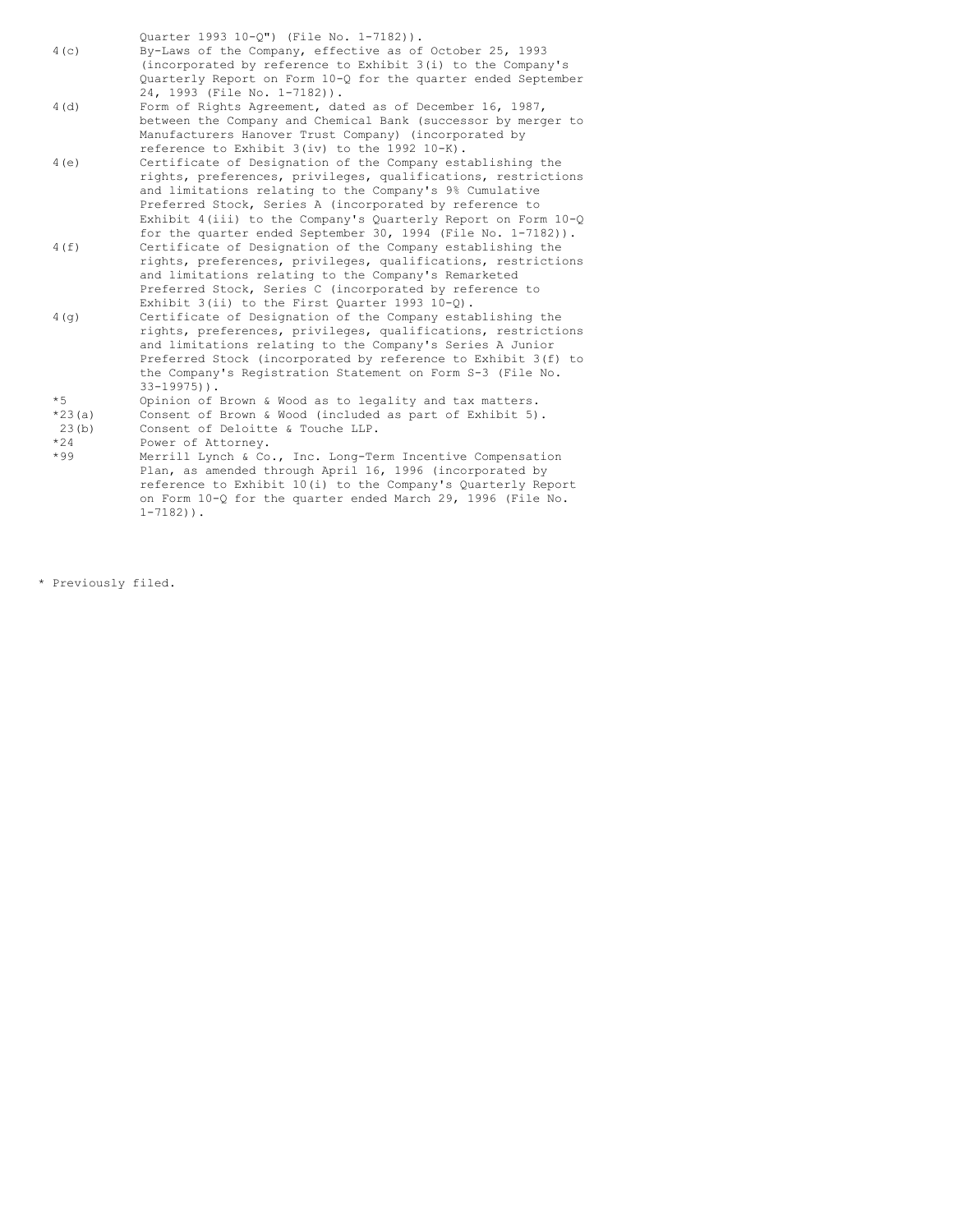| | |
|---|---|
| | Quarter 1993 10-Q") (File No. 1-7182)). |
| 4(c) | By-Laws of the Company, effective as of October 25, 1993 (incorporated by reference to Exhibit 3(i) to the Company's Quarterly Report on Form 10-Q for the quarter ended September 24, 1993 (File No. 1-7182)). |
| 4(d) | Form of Rights Agreement, dated as of December 16, 1987, between the Company and Chemical Bank (successor by merger to Manufacturers Hanover Trust Company) (incorporated by reference to Exhibit 3(iv) to the 1992 10-K). |
| 4(e) | Certificate of Designation of the Company establishing the rights, preferences, privileges, qualifications, restrictions and limitations relating to the Company's 9% Cumulative Preferred Stock, Series A (incorporated by reference to Exhibit 4(iii) to the Company's Quarterly Report on Form 10-Q for the quarter ended September 30, 1994 (File No. 1-7182)). |
| 4(f) | Certificate of Designation of the Company establishing the rights, preferences, privileges, qualifications, restrictions and limitations relating to the Company's Remarketed Preferred Stock, Series C (incorporated by reference to Exhibit 3(ii) to the First Quarter 1993 10-Q). |
| 4(g) | Certificate of Designation of the Company establishing the rights, preferences, privileges, qualifications, restrictions and limitations relating to the Company's Series A Junior Preferred Stock (incorporated by reference to Exhibit 3(f) to the Company's Registration Statement on Form S-3 (File No. 33-19975)). |
| *5 | Opinion of Brown & Wood as to legality and tax matters. |
| *23(a) | Consent of Brown & Wood (included as part of Exhibit 5). |
| 23(b) | Consent of Deloitte & Touche LLP. |
| *24 | Power of Attorney. |
| *99 | Merrill Lynch & Co., Inc. Long-Term Incentive Compensation Plan, as amended through April 16, 1996 (incorporated by reference to Exhibit 10(i) to the Company's Quarterly Report on Form 10-Q for the quarter ended March 29, 1996 (File No. 1-7182)). |

* Previously filed.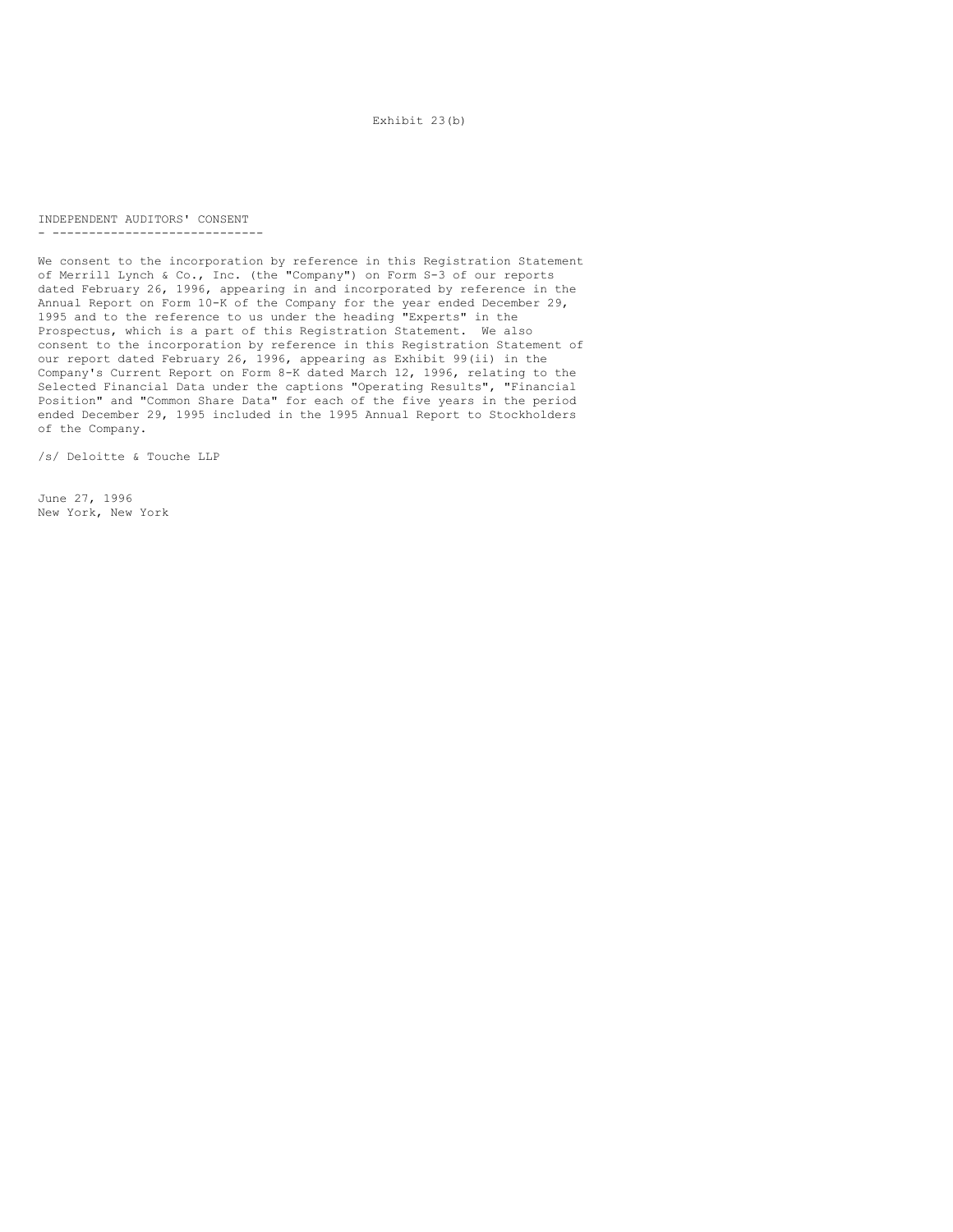Exhibit 23(b)

## INDEPENDENT AUDITORS' CONSENT

We consent to the incorporation by reference in this Registration Statement of Merrill Lynch & Co., Inc. (the "Company") on Form S-3 of our reports dated February 26, 1996, appearing in and incorporated by reference in the Annual Report on Form 10-K of the Company for the year ended December 29, 1995 and to the reference to us under the heading "Experts" in the Prospectus, which is a part of this Registration Statement. We also consent to the incorporation by reference in this Registration Statement of our report dated February 26, 1996, appearing as Exhibit 99(ii) in the Company's Current Report on Form 8-K dated March 12, 1996, relating to the Selected Financial Data under the captions "Operating Results", "Financial Position" and "Common Share Data" for each of the five years in the period ended December 29, 1995 included in the 1995 Annual Report to Stockholders of the Company.

/s/ Deloitte & Touche LLP

June 27, 1996
New York, New York